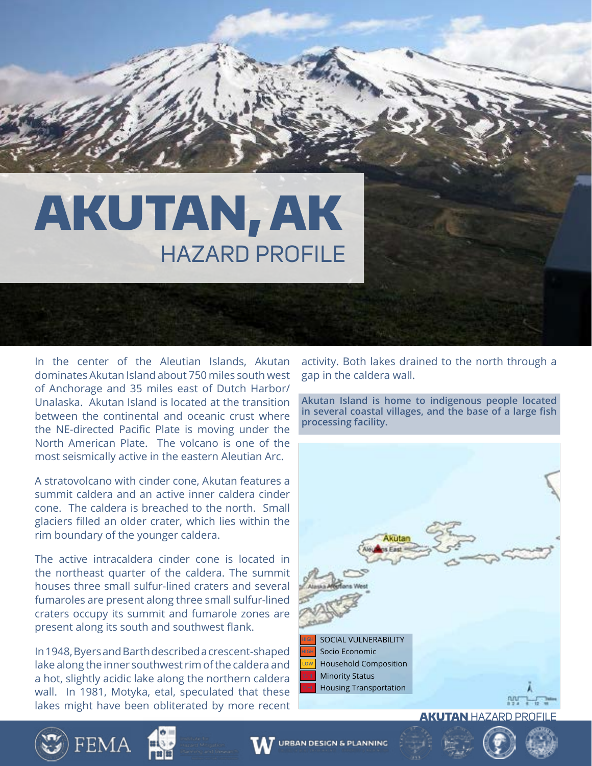# AKUTAN, AK

## HAZARD PROFILE

In the center of the Aleutian Islands, Akutan dominates Akutan Island about 750 miles southwest of Anchorage and 35 miles east of Dutch Harbor/Unalaska. Akutan Island is located at the transition between the continental and oceanic crust where the NE-directed Pacific Plate is moving under the North American Plate. The volcano is one of the most seismically active in the eastern Aleutian Arc.

A stratovolcano with cinder cone, Akutan features a summit caldera and an active inner caldera cinder cone. The caldera is breached to the north. Small glaciers filled an older crater, which lies within the rim boundary of the younger caldera.

The active intracaldera cinder cone is located in the northeast quarter of the caldera. The summit houses three small sulfur-lined craters and several fumaroles are present along three small sulfur-lined craters occupy its summit and fumarole zones are present along its south and southwest flank.

In 1948, Byers and Barth described a crescent-shaped lake along the inner southwest rim of the caldera and a hot, slightly acidic lake along the northern caldera wall. In 1981, Motyka, etal, speculated that these lakes might have been obliterated by more recent activity. Both lakes drained to the north through a gap in the caldera wall.

**Akutan Island is home to indigenous people located in several coastal villages, and the base of a large fish processing facility.**

| Rating | Category |
| --- | --- |
| HIGH | SOCIAL VULNERABILITY |
| HIGH | Socio Economic |
| LOW | Household Composition |
| HIGH | Minority Status |
| HIGH | Housing Transportation |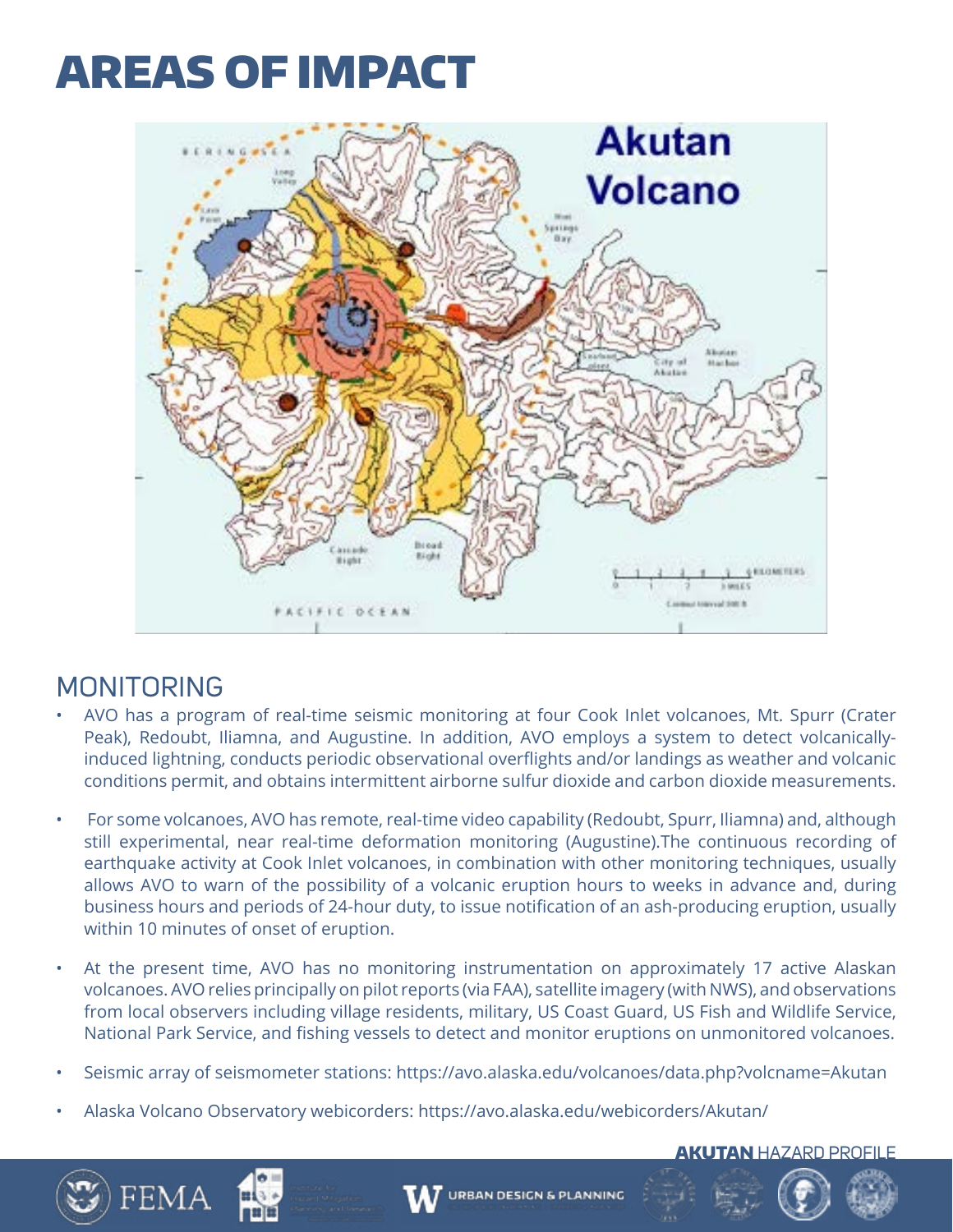# AREAS OF IMPACT

## MONITORING

- AVO has a program of real-time seismic monitoring at four Cook Inlet volcanoes, Mt. Spurr (Crater Peak), Redoubt, Iliamna, and Augustine. In addition, AVO employs a system to detect volcanically-induced lightning, conducts periodic observational overflights and/or landings as weather and volcanic conditions permit, and obtains intermittent airborne sulfur dioxide and carbon dioxide measurements.
- For some volcanoes, AVO has remote, real-time video capability (Redoubt, Spurr, Iliamna) and, although still experimental, near real-time deformation monitoring (Augustine).The continuous recording of earthquake activity at Cook Inlet volcanoes, in combination with other monitoring techniques, usually allows AVO to warn of the possibility of a volcanic eruption hours to weeks in advance and, during business hours and periods of 24-hour duty, to issue notification of an ash-producing eruption, usually within 10 minutes of onset of eruption.
- At the present time, AVO has no monitoring instrumentation on approximately 17 active Alaskan volcanoes. AVO relies principally on pilot reports (via FAA), satellite imagery (with NWS), and observations from local observers including village residents, military, US Coast Guard, US Fish and Wildlife Service, National Park Service, and fishing vessels to detect and monitor eruptions on unmonitored volcanoes.
- Seismic array of seismometer stations: https://avo.alaska.edu/volcanoes/data.php?volcname=Akutan
- Alaska Volcano Observatory webicorders: https://avo.alaska.edu/webicorders/Akutan/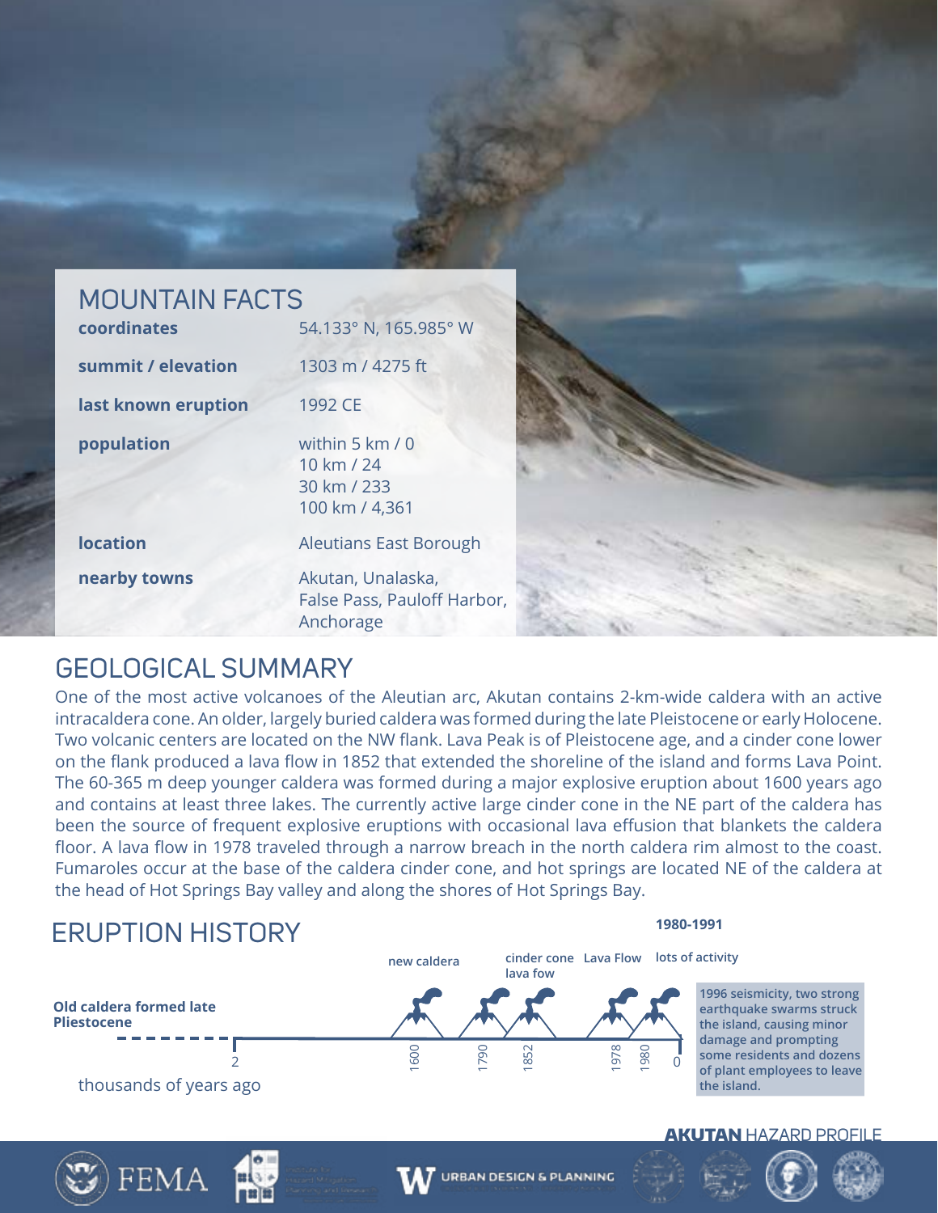## MOUNTAIN FACTS

| | |
|---|---|
| **coordinates** | 54.133° N, 165.985° W |
| **summit / elevation** | 1303 m / 4275 ft |
| **last known eruption** | 1992 CE |
| **population** | within 5 km / 0<br>10 km / 24<br>30 km / 233<br>100 km / 4,361 |
| **location** | Aleutians East Borough |
| **nearby towns** | Akutan, Unalaska, False Pass, Pauloff Harbor, Anchorage |

## GEOLOGICAL SUMMARY

One of the most active volcanoes of the Aleutian arc, Akutan contains 2-km-wide caldera with an active intracaldera cone. An older, largely buried caldera was formed during the late Pleistocene or early Holocene. Two volcanic centers are located on the NW flank. Lava Peak is of Pleistocene age, and a cinder cone lower on the flank produced a lava flow in 1852 that extended the shoreline of the island and forms Lava Point. The 60-365 m deep younger caldera was formed during a major explosive eruption about 1600 years ago and contains at least three lakes. The currently active large cinder cone in the NE part of the caldera has been the source of frequent explosive eruptions with occasional lava effusion that blankets the caldera floor. A lava flow in 1978 traveled through a narrow breach in the north caldera rim almost to the coast. Fumaroles occur at the base of the caldera cinder cone, and hot springs are located NE of the caldera at the head of Hot Springs Bay valley and along the shores of Hot Springs Bay.

## ERUPTION HISTORY

**Old caldera formed late Pliestocene**

- 2 (thousands of years ago)
- 1600 – **new caldera**
- 1790
- 1852 – **cinder cone lava fow**
- 1978 – **Lava Flow**
- 1980 – **1980-1991 lots of activity**
- 0

thousands of years ago

**1996 seismicity, two strong earthquake swarms struck the island, causing minor damage and prompting some residents and dozens of plant employees to leave the island.**

**AKUTAN** HAZARD PROFILE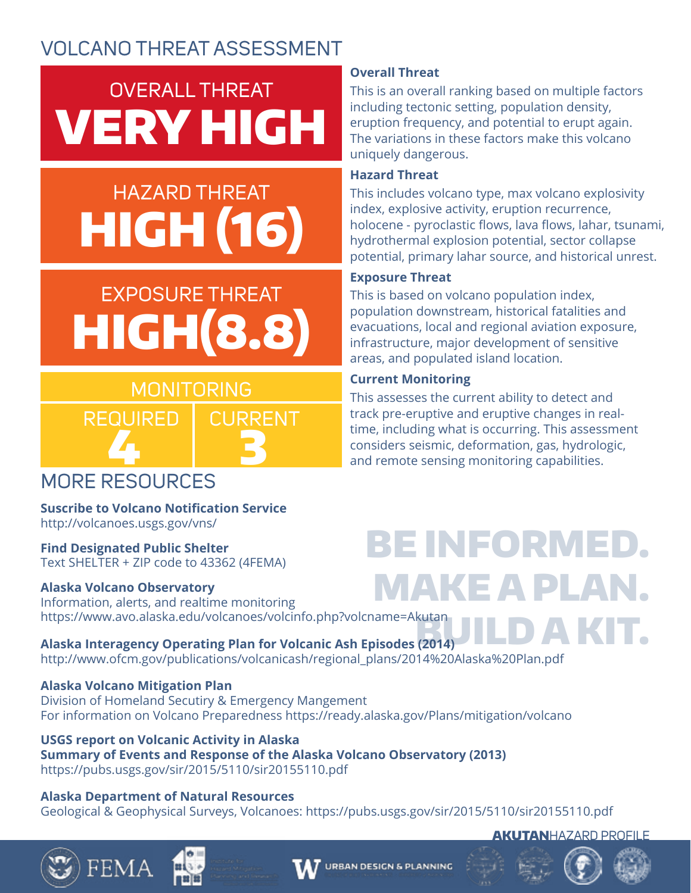# VOLCANO THREAT ASSESSMENT

**OVERALL THREAT**
**VERY HIGH**

**HAZARD THREAT**
**HIGH (16)**

**EXPOSURE THREAT**
**HIGH(8.8)**

**MONITORING**

| REQUIRED | CURRENT |
| --- | --- |
| 4 | 3 |

### Overall Threat

This is an overall ranking based on multiple factors including tectonic setting, population density, eruption frequency, and potential to erupt again. The variations in these factors make this volcano uniquely dangerous.

### Hazard Threat

This includes volcano type, max volcano explosivity index, explosive activity, eruption recurrence, holocene - pyroclastic flows, lava flows, lahar, tsunami, hydrothermal explosion potential, sector collapse potential, primary lahar source, and historical unrest.

### Exposure Threat

This is based on volcano population index, population downstream, historical fatalities and evacuations, local and regional aviation exposure, infrastructure, major development of sensitive areas, and populated island location.

### Current Monitoring

This assesses the current ability to detect and track pre-eruptive and eruptive changes in real-time, including what is occurring. This assessment considers seismic, deformation, gas, hydrologic, and remote sensing monitoring capabilities.

## MORE RESOURCES

**Suscribe to Volcano Notification Service**
http://volcanoes.usgs.gov/vns/

**Find Designated Public Shelter**
Text SHELTER + ZIP code to 43362 (4FEMA)

**Alaska Volcano Observatory**
Information, alerts, and realtime monitoring
https://www.avo.alaska.edu/volcanoes/volcinfo.php?volcname=Akutan

**BE INFORMED. MAKE A PLAN. BUILD A KIT.**

**Alaska Interagency Operating Plan for Volcanic Ash Episodes (2014)**
http://www.ofcm.gov/publications/volcanicash/regional_plans/2014%20Alaska%20Plan.pdf

**Alaska Volcano Mitigation Plan**
Division of Homeland Secutiry & Emergency Mangement
For information on Volcano Preparedness https://ready.alaska.gov/Plans/mitigation/volcano

**USGS report on Volcanic Activity in Alaska**
**Summary of Events and Response of the Alaska Volcano Observatory (2013)**
https://pubs.usgs.gov/sir/2015/5110/sir20155110.pdf

**Alaska Department of Natural Resources**
Geological & Geophysical Surveys, Volcanoes: https://pubs.usgs.gov/sir/2015/5110/sir20155110.pdf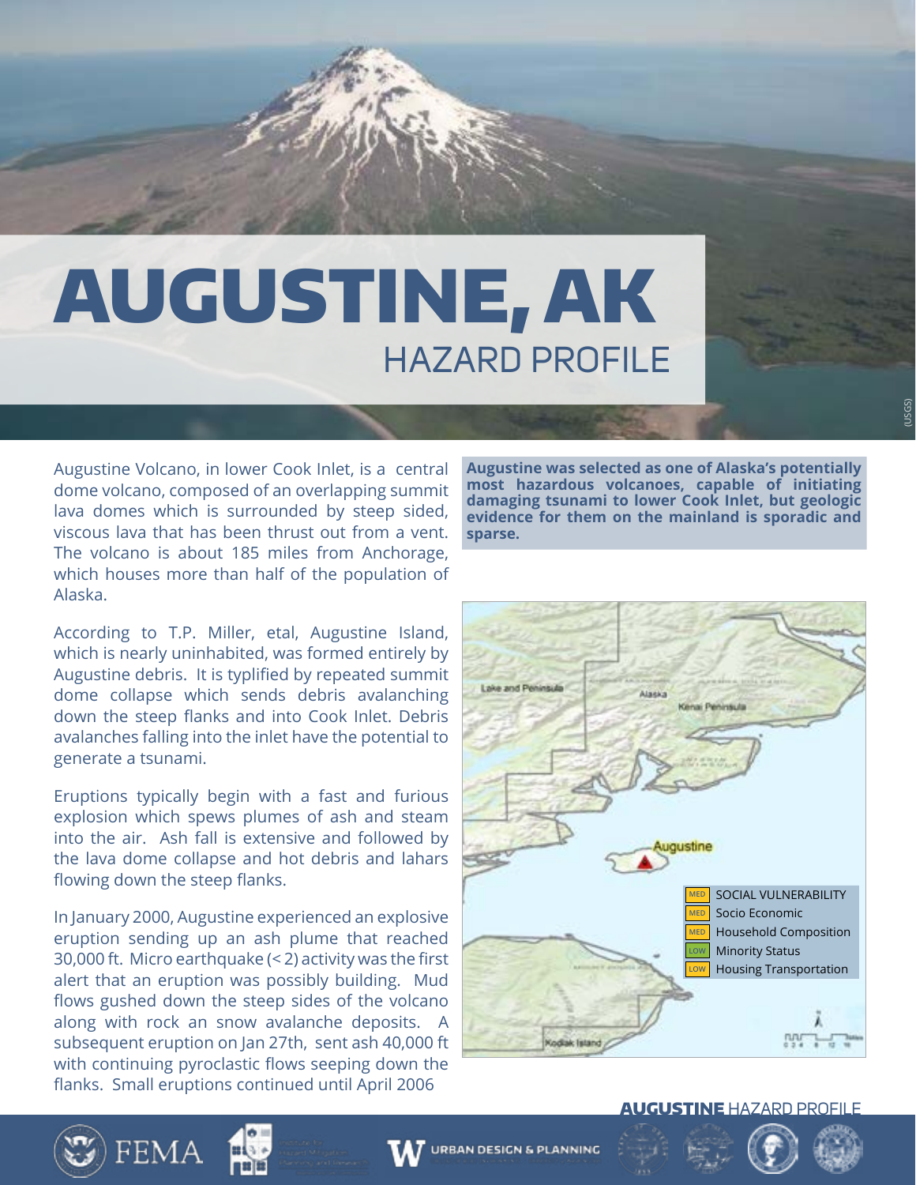# AUGUSTINE, AK

## HAZARD PROFILE

Augustine Volcano, in lower Cook Inlet, is a central dome volcano, composed of an overlapping summit lava domes which is surrounded by steep sided, viscous lava that has been thrust out from a vent. The volcano is about 185 miles from Anchorage, which houses more than half of the population of Alaska.

According to T.P. Miller, etal, Augustine Island, which is nearly uninhabited, was formed entirely by Augustine debris. It is typlified by repeated summit dome collapse which sends debris avalanching down the steep flanks and into Cook Inlet. Debris avalanches falling into the inlet have the potential to generate a tsunami.

Eruptions typically begin with a fast and furious explosion which spews plumes of ash and steam into the air. Ash fall is extensive and followed by the lava dome collapse and hot debris and lahars flowing down the steep flanks.

In January 2000, Augustine experienced an explosive eruption sending up an ash plume that reached 30,000 ft. Micro earthquake (< 2) activity was the first alert that an eruption was possibly building. Mud flows gushed down the steep sides of the volcano along with rock an snow avalanche deposits. A subsequent eruption on Jan 27th, sent ash 40,000 ft with continuing pyroclastic flows seeping down the flanks. Small eruptions continued until April 2006

**Augustine was selected as one of Alaska's potentially most hazardous volcanoes, capable of initiating damaging tsunami to lower Cook Inlet, but geologic evidence for them on the mainland is sparodic and sparse.**

| Rating | Category |
|---|---|
| MED | SOCIAL VULNERABILITY |
| MED | Socio Economic |
| MED | Household Composition |
| LOW | Minority Status |
| LOW | Housing Transportation |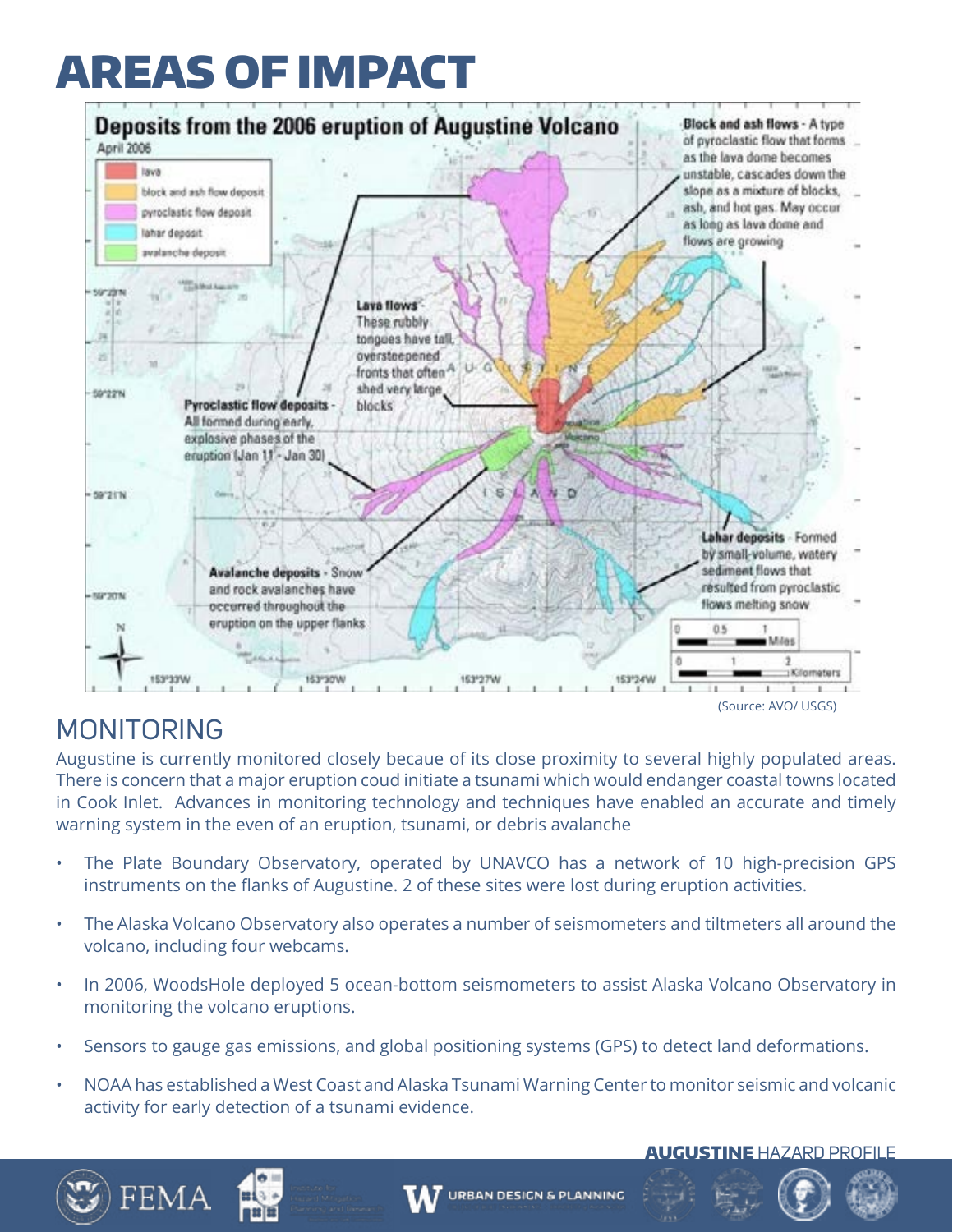# AREAS OF IMPACT

## Deposits from the 2006 eruption of Augustine Volcano

April 2006

- lava
- block and ash flow deposit
- pyroclastic flow deposit
- lahar deposit
- avalanche deposit

**Block and ash flows** - A type of pyroclastic flow that forms as the lava dome becomes unstable, cascades down the slope as a mixture of blocks, ash, and hot gas. May occur as long as lava dome and flows are growing

**Lava flows** - These rubbly tongues have tall, oversteepened fronts that often shed very large blocks

**Pyroclastic flow deposits** - All formed during early, explosive phases of the eruption (Jan 11 - Jan 30)

**Lahar deposits** - Formed by small-volume, watery sediment flows that resulted from pyroclastic flows melting snow

**Avalanche deposits** - Snow and rock avalanches have occurred throughout the eruption on the upper flanks

(Source: AVO/ USGS)

## MONITORING

Augustine is currently monitored closely becaue of its close proximity to several highly populated areas. There is concern that a major eruption coud initiate a tsunami which would endanger coastal towns located in Cook Inlet. Advances in monitoring technology and techniques have enabled an accurate and timely warning system in the even of an eruption, tsunami, or debris avalanche

- The Plate Boundary Observatory, operated by UNAVCO has a network of 10 high-precision GPS instruments on the flanks of Augustine. 2 of these sites were lost during eruption activities.
- The Alaska Volcano Observatory also operates a number of seismometers and tiltmeters all around the volcano, including four webcams.
- In 2006, WoodsHole deployed 5 ocean-bottom seismometers to assist Alaska Volcano Observatory in monitoring the volcano eruptions.
- Sensors to gauge gas emissions, and global positioning systems (GPS) to detect land deformations.
- NOAA has established a West Coast and Alaska Tsunami Warning Center to monitor seismic and volcanic activity for early detection of a tsunami evidence.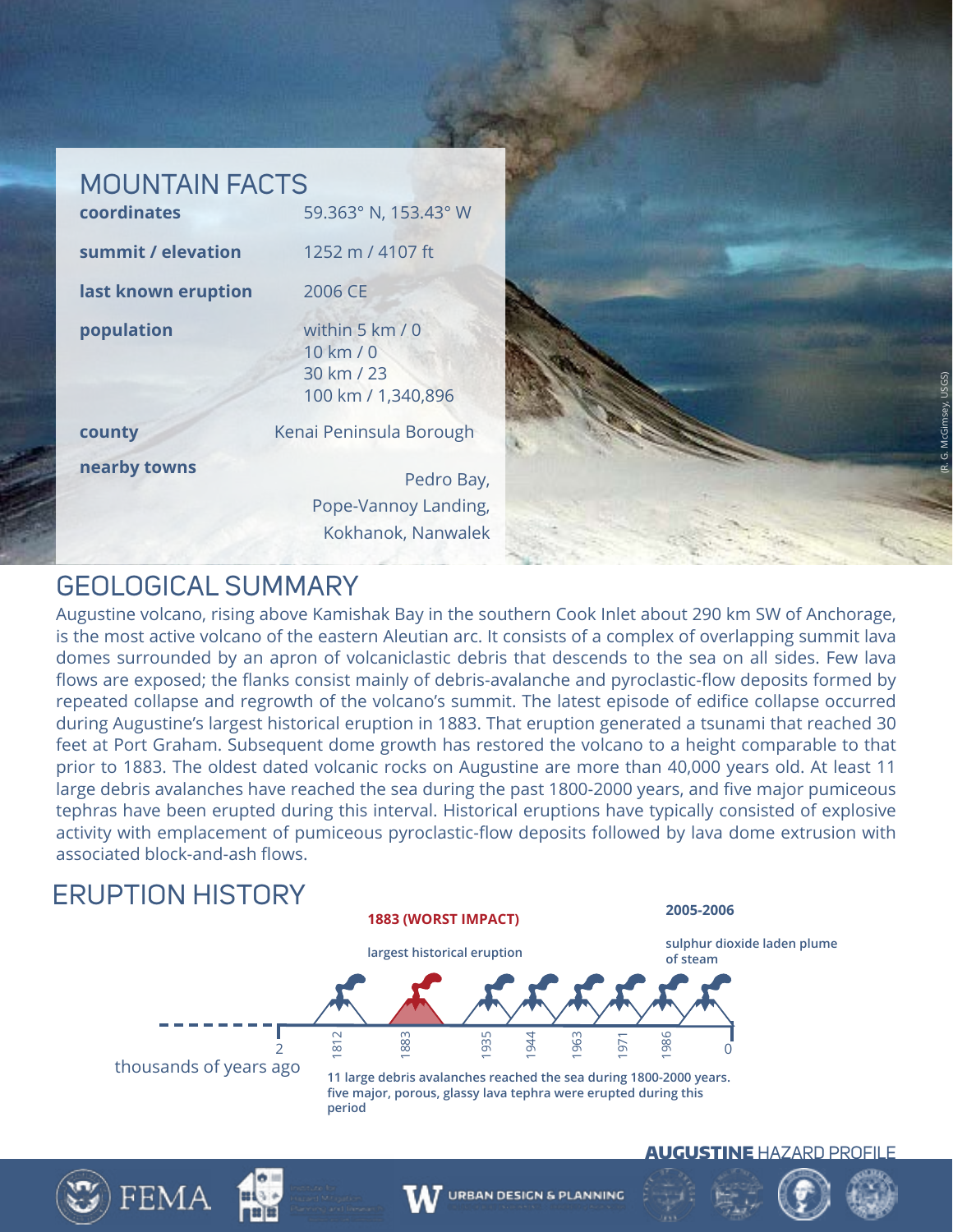## MOUNTAIN FACTS

| | |
|---|---|
| **coordinates** | 59.363° N, 153.43° W |
| **summit / elevation** | 1252 m / 4107 ft |
| **last known eruption** | 2006 CE |
| **population** | within 5 km / 0<br>10 km / 0<br>30 km / 23<br>100 km / 1,340,896 |
| **county** | Kenai Peninsula Borough |
| **nearby towns** | Pedro Bay, Pope-Vannoy Landing, Kokhanok, Nanwalek |

(R. G. McGimsey, USGS)

## GEOLOGICAL SUMMARY

Augustine volcano, rising above Kamishak Bay in the southern Cook Inlet about 290 km SW of Anchorage, is the most active volcano of the eastern Aleutian arc. It consists of a complex of overlapping summit lava domes surrounded by an apron of volcaniclastic debris that descends to the sea on all sides. Few lava flows are exposed; the flanks consist mainly of debris-avalanche and pyroclastic-flow deposits formed by repeated collapse and regrowth of the volcano's summit. The latest episode of edifice collapse occurred during Augustine's largest historical eruption in 1883. That eruption generated a tsunami that reached 30 feet at Port Graham. Subsequent dome growth has restored the volcano to a height comparable to that prior to 1883. The oldest dated volcanic rocks on Augustine are more than 40,000 years old. At least 11 large debris avalanches have reached the sea during the past 1800-2000 years, and five major pumiceous tephras have been erupted during this interval. Historical eruptions have typically consisted of explosive activity with emplacement of pumiceous pyroclastic-flow deposits followed by lava dome extrusion with associated block-and-ash flows.

## ERUPTION HISTORY

**1883 (WORST IMPACT)**

**largest historical eruption**

**2005-2006**

**sulphur dioxide laden plume of steam**

2 — 1812 — 1883 — 1935 — 1944 — 1963 — 1971 — 1986 — 0

thousands of years ago

**11 large debris avalanches reached the sea during 1800-2000 years. five major, porous, glassy lava tephra were erupted during this period**

**AUGUSTINE** HAZARD PROFILE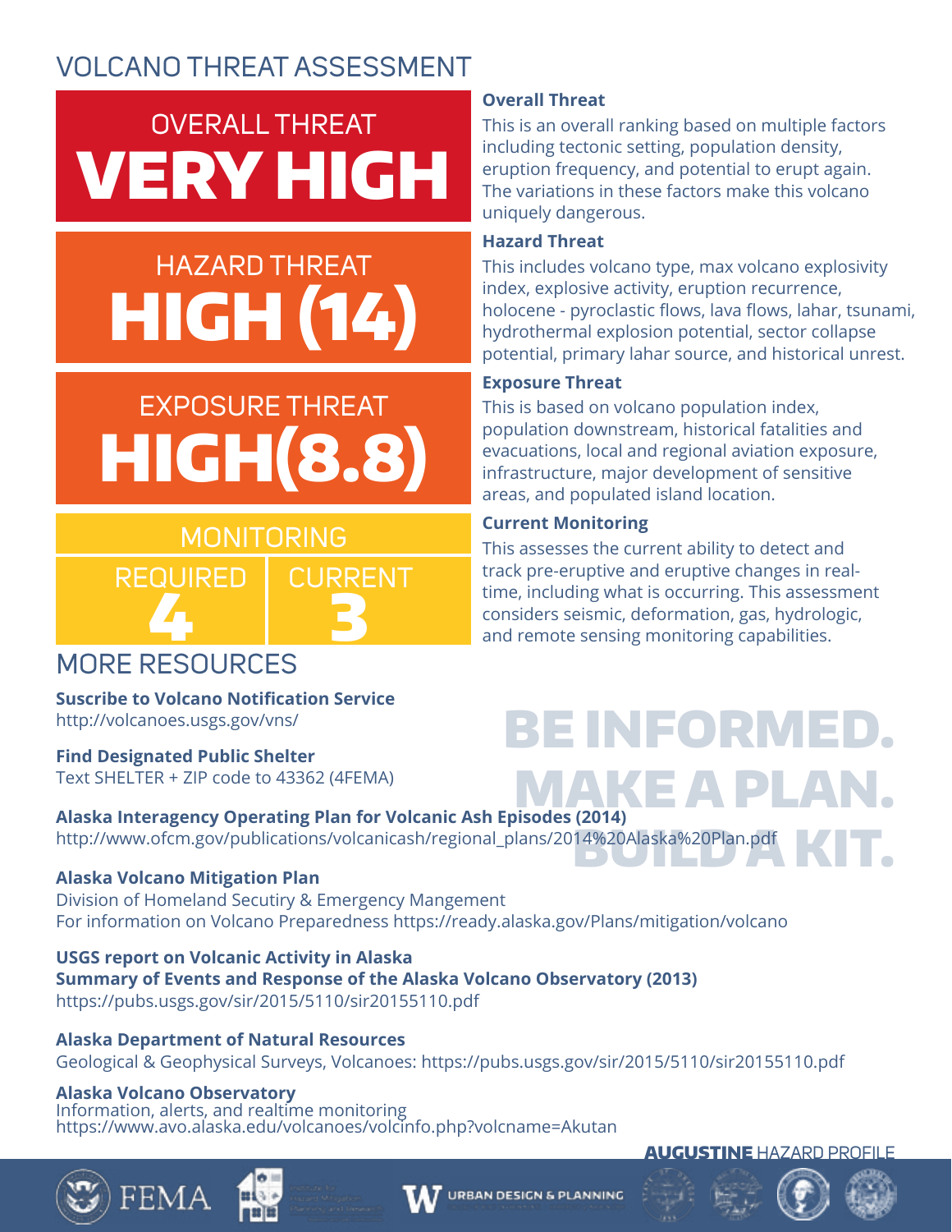# VOLCANO THREAT ASSESSMENT

## OVERALL THREAT
**VERY HIGH**

## HAZARD THREAT
**HIGH (14)**

## EXPOSURE THREAT
**HIGH(8.8)**

## MONITORING

| REQUIRED | CURRENT |
| --- | --- |
| 4 | 3 |

**Overall Threat**
This is an overall ranking based on multiple factors including tectonic setting, population density, eruption frequency, and potential to erupt again. The variations in these factors make this volcano uniquely dangerous.

**Hazard Threat**
This includes volcano type, max volcano explosivity index, explosive activity, eruption recurrence, holocene - pyroclastic flows, lava flows, lahar, tsunami, hydrothermal explosion potential, sector collapse potential, primary lahar source, and historical unrest.

**Exposure Threat**
This is based on volcano population index, population downstream, historical fatalities and evacuations, local and regional aviation exposure, infrastructure, major development of sensitive areas, and populated island location.

**Current Monitoring**
This assesses the current ability to detect and track pre-eruptive and eruptive changes in real-time, including what is occurring. This assessment considers seismic, deformation, gas, hydrologic, and remote sensing monitoring capabilities.

## MORE RESOURCES

**Suscribe to Volcano Notification Service**
http://volcanoes.usgs.gov/vns/

**Find Designated Public Shelter**
Text SHELTER + ZIP code to 43362 (4FEMA)

**BE INFORMED. MAKE A PLAN. BUILD A KIT.**

**Alaska Interagency Operating Plan for Volcanic Ash Episodes (2014)**
http://www.ofcm.gov/publications/volcanicash/regional_plans/2014%20Alaska%20Plan.pdf

**Alaska Volcano Mitigation Plan**
Division of Homeland Secutiry & Emergency Mangement
For information on Volcano Preparedness https://ready.alaska.gov/Plans/mitigation/volcano

**USGS report on Volcanic Activity in Alaska**
**Summary of Events and Response of the Alaska Volcano Observatory (2013)**
https://pubs.usgs.gov/sir/2015/5110/sir20155110.pdf

**Alaska Department of Natural Resources**
Geological & Geophysical Surveys, Volcanoes: https://pubs.usgs.gov/sir/2015/5110/sir20155110.pdf

**Alaska Volcano Observatory**
Information, alerts, and realtime monitoring
https://www.avo.alaska.edu/volcanoes/volcinfo.php?volcname=Akutan

**AUGUSTINE** HAZARD PROFILE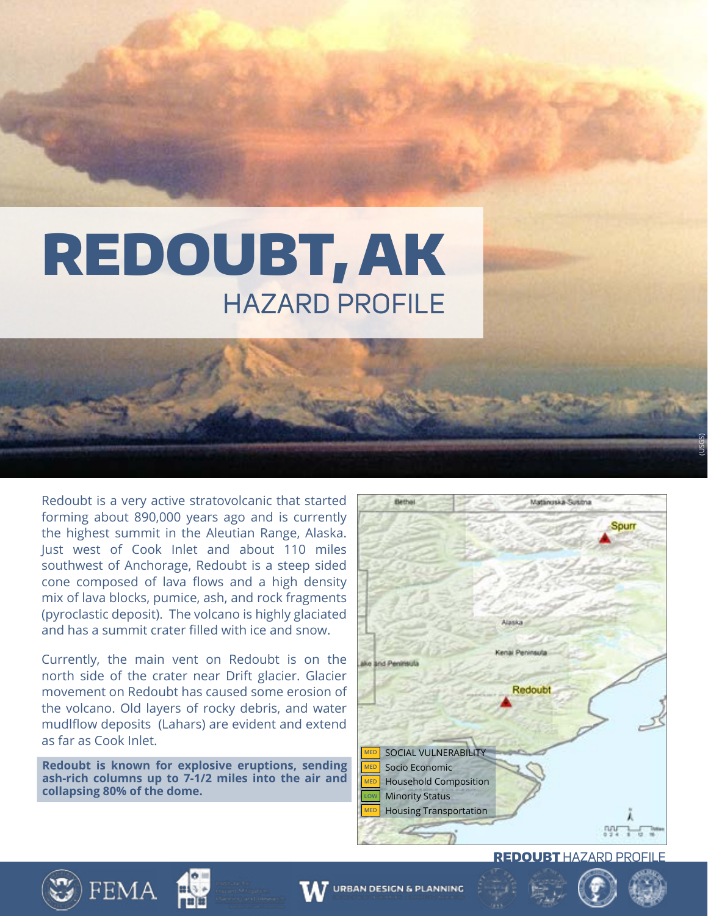# REDOUBT, AK

## HAZARD PROFILE

Redoubt is a very active stratovolcanic that started forming about 890,000 years ago and is currently the highest summit in the Aleutian Range, Alaska. Just west of Cook Inlet and about 110 miles southwest of Anchorage, Redoubt is a steep sided cone composed of lava flows and a high density mix of lava blocks, pumice, ash, and rock fragments (pyroclastic deposit). The volcano is highly glaciated and has a summit crater filled with ice and snow.

Currently, the main vent on Redoubt is on the north side of the crater near Drift glacier. Glacier movement on Redoubt has caused some erosion of the volcano. Old layers of rocky debris, and water mudlflow deposits (Lahars) are evident and extend as far as Cook Inlet.

**Redoubt is known for explosive eruptions, sending ash-rich columns up to 7-1/2 miles into the air and collapsing 80% of the dome.**

| Rating | Category |
|---|---|
| MED | SOCIAL VULNERABILITY |
| MED | Socio Economic |
| MED | Household Composition |
| LOW | Minority Status |
| MED | Housing Transportation |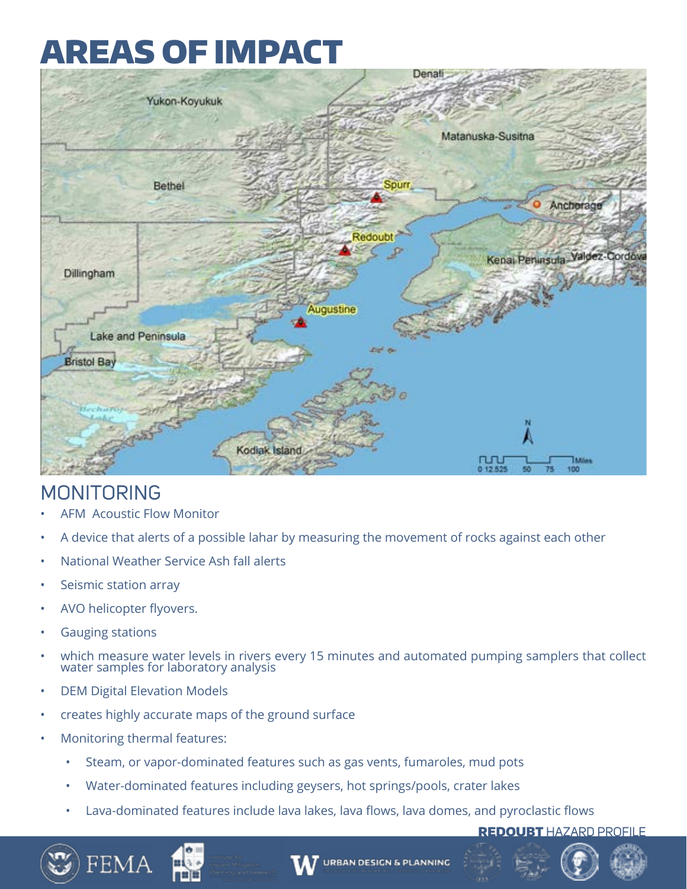# AREAS OF IMPACT

## MONITORING

- AFM Acoustic Flow Monitor
- A device that alerts of a possible lahar by measuring the movement of rocks against each other
- National Weather Service Ash fall alerts
- Seismic station array
- AVO helicopter flyovers.
- Gauging stations
- which measure water levels in rivers every 15 minutes and automated pumping samplers that collect water samples for laboratory analysis
- DEM Digital Elevation Models
- creates highly accurate maps of the ground surface
- Monitoring thermal features:
  - Steam, or vapor-dominated features such as gas vents, fumaroles, mud pots
  - Water-dominated features including geysers, hot springs/pools, crater lakes
  - Lava-dominated features include lava lakes, lava flows, lava domes, and pyroclastic flows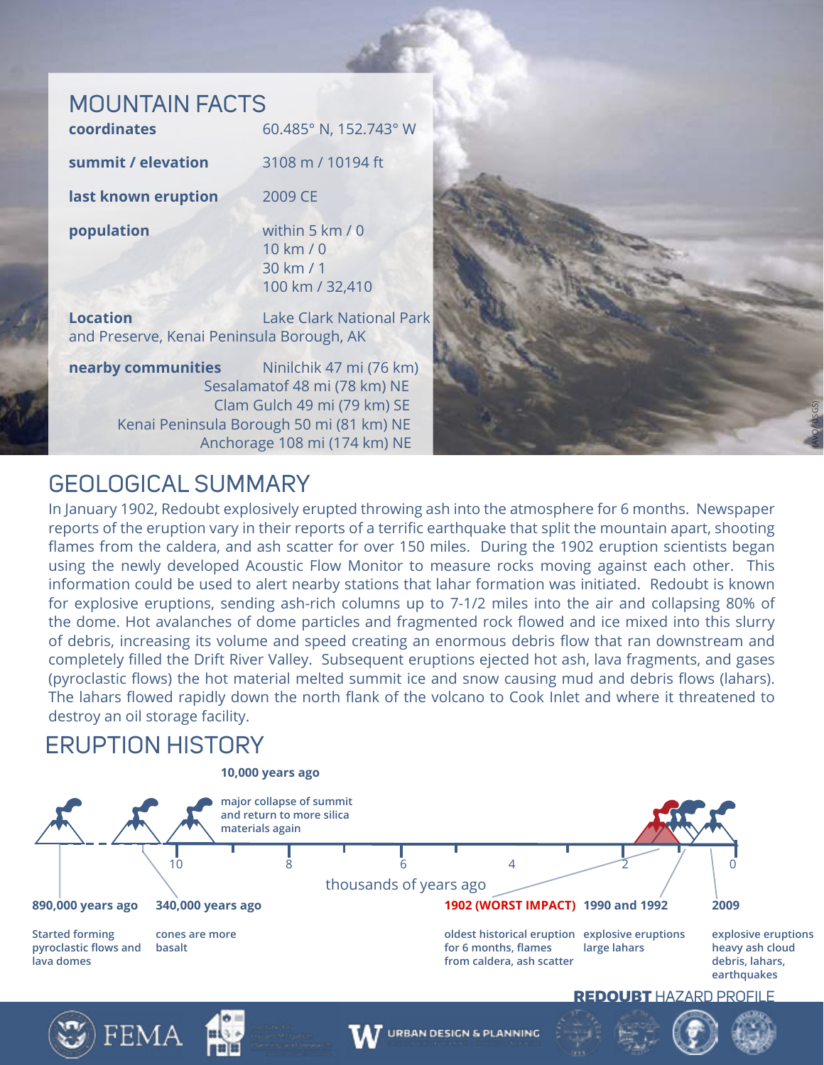## MOUNTAIN FACTS

| | |
|---|---|
| **coordinates** | 60.485° N, 152.743° W |
| **summit / elevation** | 3108 m / 10194 ft |
| **last known eruption** | 2009 CE |
| **population** | within 5 km / 0<br>10 km / 0<br>30 km / 1<br>100 km / 32,410 |
| **Location** | Lake Clark National Park and Preserve, Kenai Peninsula Borough, AK |
| **nearby communities** | Ninilchik 47 mi (76 km)<br>Sesalamatof 48 mi (78 km) NE<br>Clam Gulch 49 mi (79 km) SE<br>Kenai Peninsula Borough 50 mi (81 km) NE<br>Anchorage 108 mi (174 km) NE |

(AVO/USGS)

## GEOLOGICAL SUMMARY

In January 1902, Redoubt explosively erupted throwing ash into the atmosphere for 6 months. Newspaper reports of the eruption vary in their reports of a terrific earthquake that split the mountain apart, shooting flames from the caldera, and ash scatter for over 150 miles. During the 1902 eruption scientists began using the newly developed Acoustic Flow Monitor to measure rocks moving against each other. This information could be used to alert nearby stations that lahar formation was initiated. Redoubt is known for explosive eruptions, sending ash-rich columns up to 7-1/2 miles into the air and collapsing 80% of the dome. Hot avalanches of dome particles and fragmented rock flowed and ice mixed into this slurry of debris, increasing its volume and speed creating an enormous debris flow that ran downstream and completely filled the Drift River Valley. Subsequent eruptions ejected hot ash, lava fragments, and gases (pyroclastic flows) the hot material melted summit ice and snow causing mud and debris flows (lahars). The lahars flowed rapidly down the north flank of the volcano to Cook Inlet and where it threatened to destroy an oil storage facility.

## ERUPTION HISTORY

Timeline axis: thousands of years ago (10, 8, 6, 4, 2, 0)

**10,000 years ago**
major collapse of summit and return to more silica materials again

**890,000 years ago**
Started forming pyroclastic flows and lava domes

**340,000 years ago**
cones are more basalt

**1902 (WORST IMPACT)**
oldest historical eruption for 6 months, flames from caldera, ash scatter

**1990 and 1992**
explosive eruptions large lahars

**2009**
explosive eruptions heavy ash cloud debris, lahars, earthquakes

**REDOUBT** HAZARD PROFILE

FEMA · URBAN DESIGN & PLANNING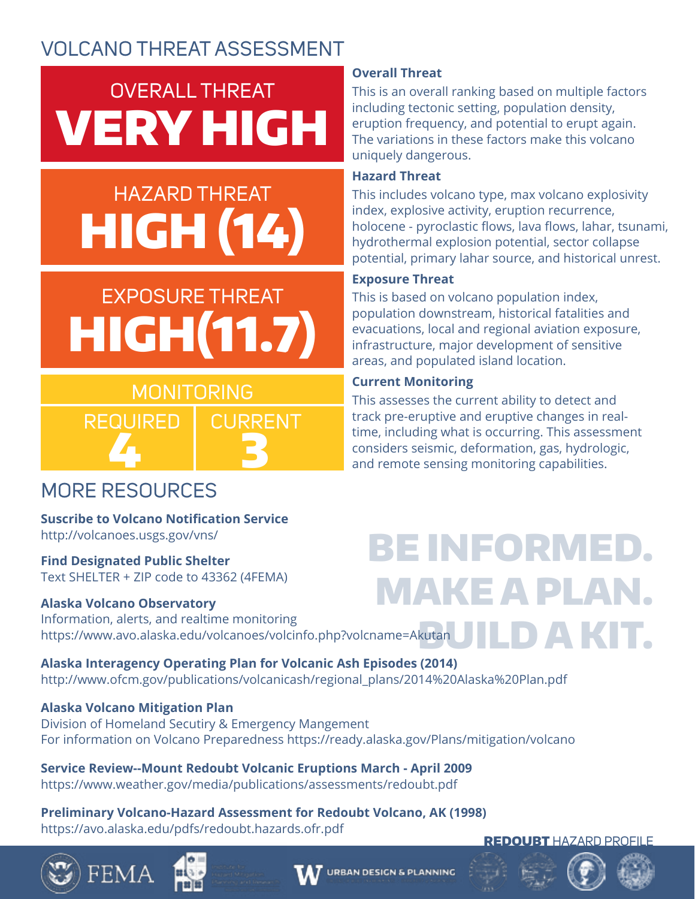# VOLCANO THREAT ASSESSMENT

**OVERALL THREAT**
**VERY HIGH**

**HAZARD THREAT**
**HIGH (14)**

**EXPOSURE THREAT**
**HIGH(11.7)**

**MONITORING**

| REQUIRED | CURRENT |
| --- | --- |
| 4 | 3 |

### Overall Threat

This is an overall ranking based on multiple factors including tectonic setting, population density, eruption frequency, and potential to erupt again. The variations in these factors make this volcano uniquely dangerous.

### Hazard Threat

This includes volcano type, max volcano explosivity index, explosive activity, eruption recurrence, holocene - pyroclastic flows, lava flows, lahar, tsunami, hydrothermal explosion potential, sector collapse potential, primary lahar source, and historical unrest.

### Exposure Threat

This is based on volcano population index, population downstream, historical fatalities and evacuations, local and regional aviation exposure, infrastructure, major development of sensitive areas, and populated island location.

### Current Monitoring

This assesses the current ability to detect and track pre-eruptive and eruptive changes in real-time, including what is occurring. This assessment considers seismic, deformation, gas, hydrologic, and remote sensing monitoring capabilities.

## MORE RESOURCES

**Suscribe to Volcano Notification Service**
http://volcanoes.usgs.gov/vns/

**Find Designated Public Shelter**
Text SHELTER + ZIP code to 43362 (4FEMA)

**Alaska Volcano Observatory**
Information, alerts, and realtime monitoring
https://www.avo.alaska.edu/volcanoes/volcinfo.php?volcname=Akutan

**BE INFORMED. MAKE A PLAN. BUILD A KIT.**

**Alaska Interagency Operating Plan for Volcanic Ash Episodes (2014)**
http://www.ofcm.gov/publications/volcanicash/regional_plans/2014%20Alaska%20Plan.pdf

**Alaska Volcano Mitigation Plan**
Division of Homeland Secutiry & Emergency Mangement
For information on Volcano Preparedness https://ready.alaska.gov/Plans/mitigation/volcano

**Service Review--Mount Redoubt Volcanic Eruptions March - April 2009**
https://www.weather.gov/media/publications/assessments/redoubt.pdf

**Preliminary Volcano-Hazard Assessment for Redoubt Volcano, AK (1998)**
https://avo.alaska.edu/pdfs/redoubt.hazards.ofr.pdf

**REDOUBT** HAZARD PROFILE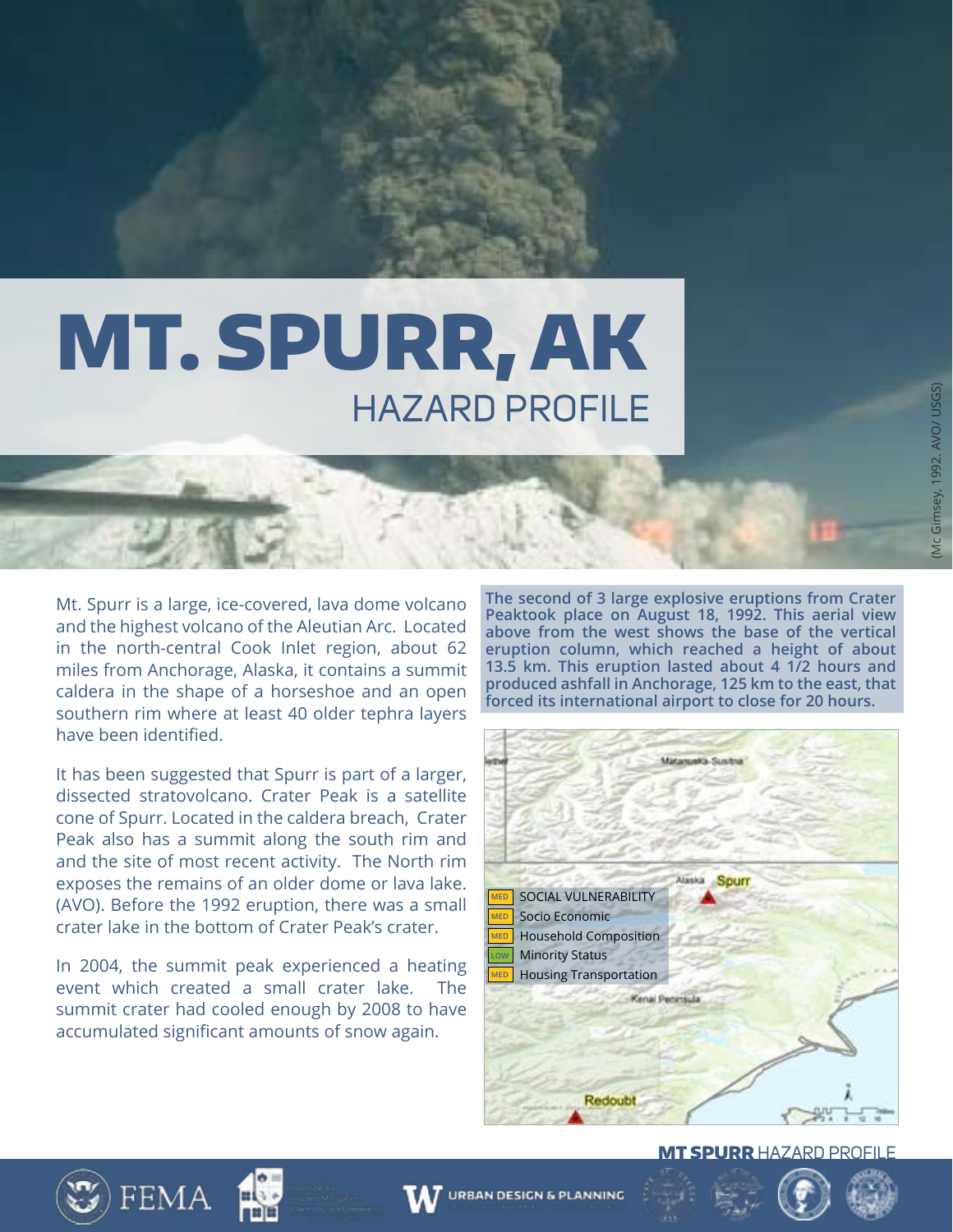# MT. SPURR, AK

## HAZARD PROFILE

(Mc Gimsey, 1992. AVO/ USGS)

Mt. Spurr is a large, ice-covered, lava dome volcano and the highest volcano of the Aleutian Arc. Located in the north-central Cook Inlet region, about 62 miles from Anchorage, Alaska, it contains a summit caldera in the shape of a horseshoe and an open southern rim where at least 40 older tephra layers have been identified.

It has been suggested that Spurr is part of a larger, dissected stratovolcano. Crater Peak is a satellite cone of Spurr. Located in the caldera breach, Crater Peak also has a summit along the south rim and and the site of most recent activity. The North rim exposes the remains of an older dome or lava lake. (AVO). Before the 1992 eruption, there was a small crater lake in the bottom of Crater Peak's crater.

In 2004, the summit peak experienced a heating event which created a small crater lake. The summit crater had cooled enough by 2008 to have accumulated significant amounts of snow again.

**The second of 3 large explosive eruptions from Crater Peaktook place on August 18, 1992. This aerial view above from the west shows the base of the vertical eruption column, which reached a height of about 13.5 km. This eruption lasted about 4 1/2 hours and produced ashfall in Anchorage, 125 km to the east, that forced its international airport to close for 20 hours.**

| Rating | Category |
|---|---|
| MED | SOCIAL VULNERABILITY |
| MED | Socio Economic |
| MED | Household Composition |
| LOW | Minority Status |
| MED | Housing Transportation |

Matanuska-Susitna · Alaska · Spurr · Kenai Peninsula · Redoubt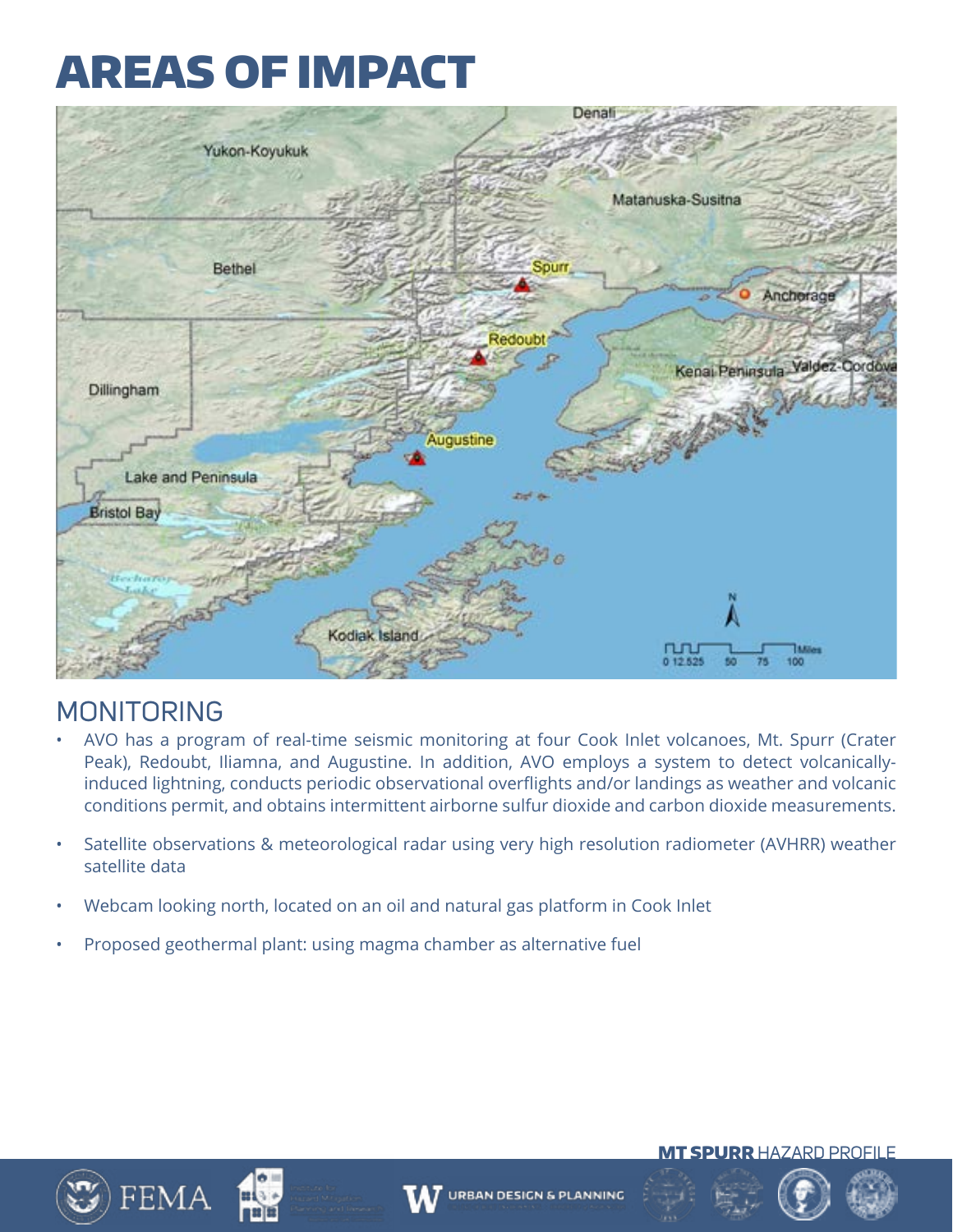# AREAS OF IMPACT

## MONITORING

- AVO has a program of real-time seismic monitoring at four Cook Inlet volcanoes, Mt. Spurr (Crater Peak), Redoubt, Iliamna, and Augustine. In addition, AVO employs a system to detect volcanically-induced lightning, conducts periodic observational overflights and/or landings as weather and volcanic conditions permit, and obtains intermittent airborne sulfur dioxide and carbon dioxide measurements.
- Satellite observations & meteorological radar using very high resolution radiometer (AVHRR) weather satellite data
- Webcam looking north, located on an oil and natural gas platform in Cook Inlet
- Proposed geothermal plant: using magma chamber as alternative fuel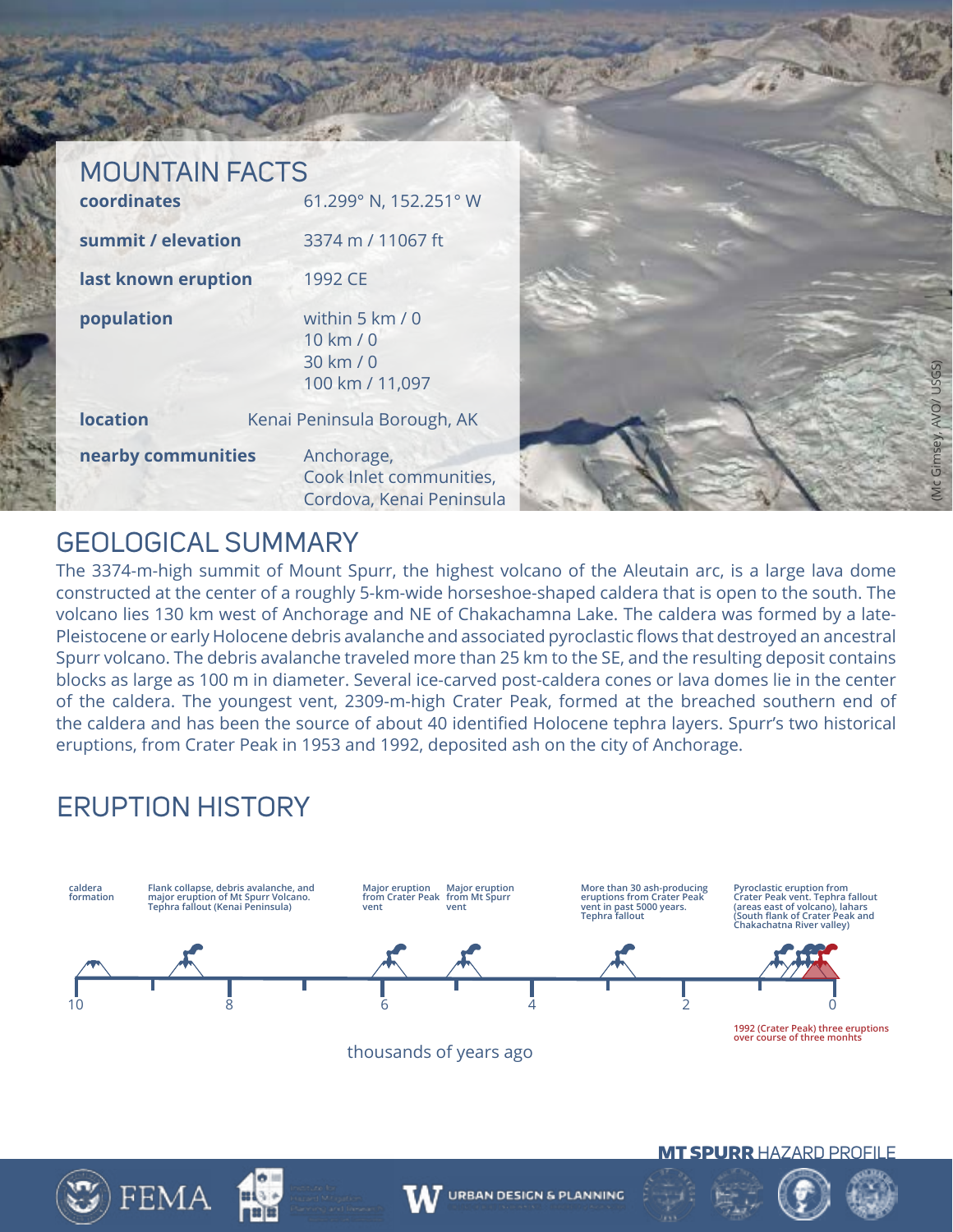## MOUNTAIN FACTS

| | |
|---|---|
| **coordinates** | 61.299° N, 152.251° W |
| **summit / elevation** | 3374 m / 11067 ft |
| **last known eruption** | 1992 CE |
| **population** | within 5 km / 0<br>10 km / 0<br>30 km / 0<br>100 km / 11,097 |
| **location** | Kenai Peninsula Borough, AK |
| **nearby communities** | Anchorage,<br>Cook Inlet communities,<br>Cordova, Kenai Peninsula |

(Mc Gimsey, AVO/ USGS)

## GEOLOGICAL SUMMARY

The 3374-m-high summit of Mount Spurr, the highest volcano of the Aleutain arc, is a large lava dome constructed at the center of a roughly 5-km-wide horseshoe-shaped caldera that is open to the south. The volcano lies 130 km west of Anchorage and NE of Chakachamna Lake. The caldera was formed by a late-Pleistocene or early Holocene debris avalanche and associated pyroclastic flows that destroyed an ancestral Spurr volcano. The debris avalanche traveled more than 25 km to the SE, and the resulting deposit contains blocks as large as 100 m in diameter. Several ice-carved post-caldera cones or lava domes lie in the center of the caldera. The youngest vent, 2309-m-high Crater Peak, formed at the breached southern end of the caldera and has been the source of about 40 identified Holocene tephra layers. Spurr's two historical eruptions, from Crater Peak in 1953 and 1992, deposited ash on the city of Anchorage.

## ERUPTION HISTORY

- caldera formation
- Flank collapse, debris avalanche, and major eruption of Mt Spurr Volcano. Tephra fallout (Kenai Peninsula)
- Major eruption from Crater Peak vent
- Major eruption from Mt Spurr vent
- More than 30 ash-producing eruptions from Crater Peak vent in past 5000 years. Tephra fallout
- Pyroclastic eruption from Crater Peak vent. Tephra fallout (areas east of volcano), lahars (South flank of Crater Peak and Chakachatna River valley)

10 8 6 4 2 0

thousands of years ago

1992 (Crater Peak) three eruptions over course of three monhts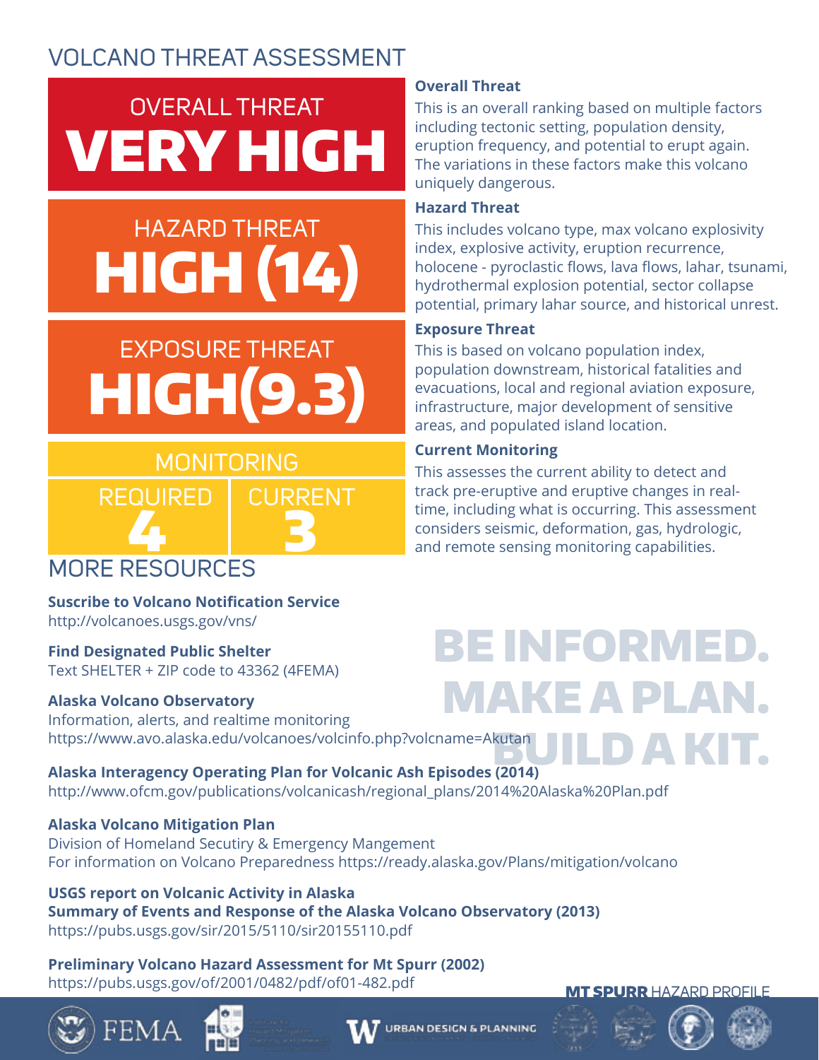# VOLCANO THREAT ASSESSMENT

**OVERALL THREAT**
**VERY HIGH**

**HAZARD THREAT**
**HIGH (14)**

**EXPOSURE THREAT**
**HIGH(9.3)**

**MONITORING**

| REQUIRED | CURRENT |
|---|---|
| 4 | 3 |

### Overall Threat

This is an overall ranking based on multiple factors including tectonic setting, population density, eruption frequency, and potential to erupt again. The variations in these factors make this volcano uniquely dangerous.

### Hazard Threat

This includes volcano type, max volcano explosivity index, explosive activity, eruption recurrence, holocene - pyroclastic flows, lava flows, lahar, tsunami, hydrothermal explosion potential, sector collapse potential, primary lahar source, and historical unrest.

### Exposure Threat

This is based on volcano population index, population downstream, historical fatalities and evacuations, local and regional aviation exposure, infrastructure, major development of sensitive areas, and populated island location.

### Current Monitoring

This assesses the current ability to detect and track pre-eruptive and eruptive changes in real-time, including what is occurring. This assessment considers seismic, deformation, gas, hydrologic, and remote sensing monitoring capabilities.

## MORE RESOURCES

**Suscribe to Volcano Notification Service**
http://volcanoes.usgs.gov/vns/

**Find Designated Public Shelter**
Text SHELTER + ZIP code to 43362 (4FEMA)

**Alaska Volcano Observatory**
Information, alerts, and realtime monitoring
https://www.avo.alaska.edu/volcanoes/volcinfo.php?volcname=Akutan

**Alaska Interagency Operating Plan for Volcanic Ash Episodes (2014)**
http://www.ofcm.gov/publications/volcanicash/regional_plans/2014%20Alaska%20Plan.pdf

**Alaska Volcano Mitigation Plan**
Division of Homeland Secutiry & Emergency Mangement
For information on Volcano Preparedness https://ready.alaska.gov/Plans/mitigation/volcano

**USGS report on Volcanic Activity in Alaska**
**Summary of Events and Response of the Alaska Volcano Observatory (2013)**
https://pubs.usgs.gov/sir/2015/5110/sir20155110.pdf

**Preliminary Volcano Hazard Assessment for Mt Spurr (2002)**
https://pubs.usgs.gov/of/2001/0482/pdf/of01-482.pdf

**BE INFORMED. MAKE A PLAN. BUILD A KIT.**

**MT SPURR** HAZARD PROFILE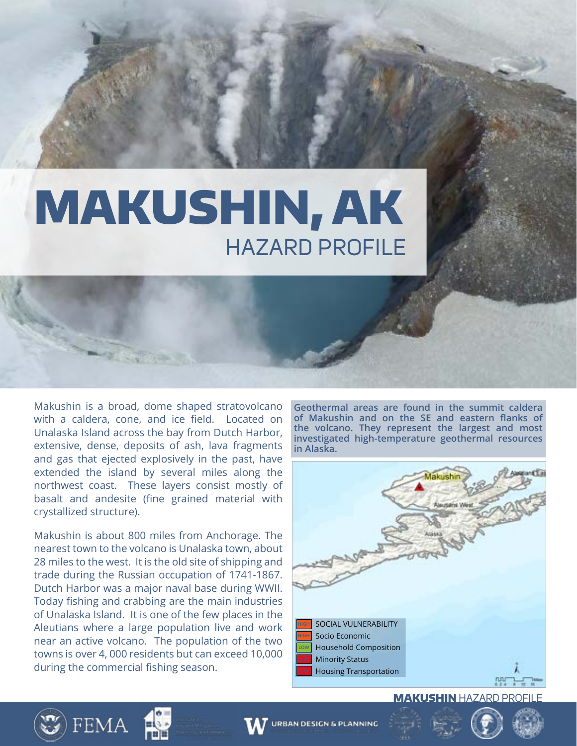# MAKUSHIN, AK

## HAZARD PROFILE

Makushin is a broad, dome shaped stratovolcano with a caldera, cone, and ice field. Located on Unalaska Island across the bay from Dutch Harbor, extensive, dense, deposits of ash, lava fragments and gas that ejected explosively in the past, have extended the island by several miles along the northwest coast. These layers consist mostly of basalt and andesite (fine grained material with crystallized structure).

Makushin is about 800 miles from Anchorage. The nearest town to the volcano is Unalaska town, about 28 miles to the west. It is the old site of shipping and trade during the Russian occupation of 1741-1867. Dutch Harbor was a major naval base during WWII. Today fishing and crabbing are the main industries of Unalaska Island. It is one of the few places in the Aleutians where a large population live and work near an active volcano. The population of the two towns is over 4, 000 residents but can exceed 10,000 during the commercial fishing season.

**Geothermal areas are found in the summit caldera of Makushin and on the SE and eastern flanks of the volcano. They represent the largest and most investigated high-temperature geothermal resources in Alaska.**

| Rating | Category |
|---|---|
| HIGH | SOCIAL VULNERABILITY |
| HIGH | Socio Economic |
| LOW | Household Composition |
| HIGH | Minority Status |
| HIGH | Housing Transportation |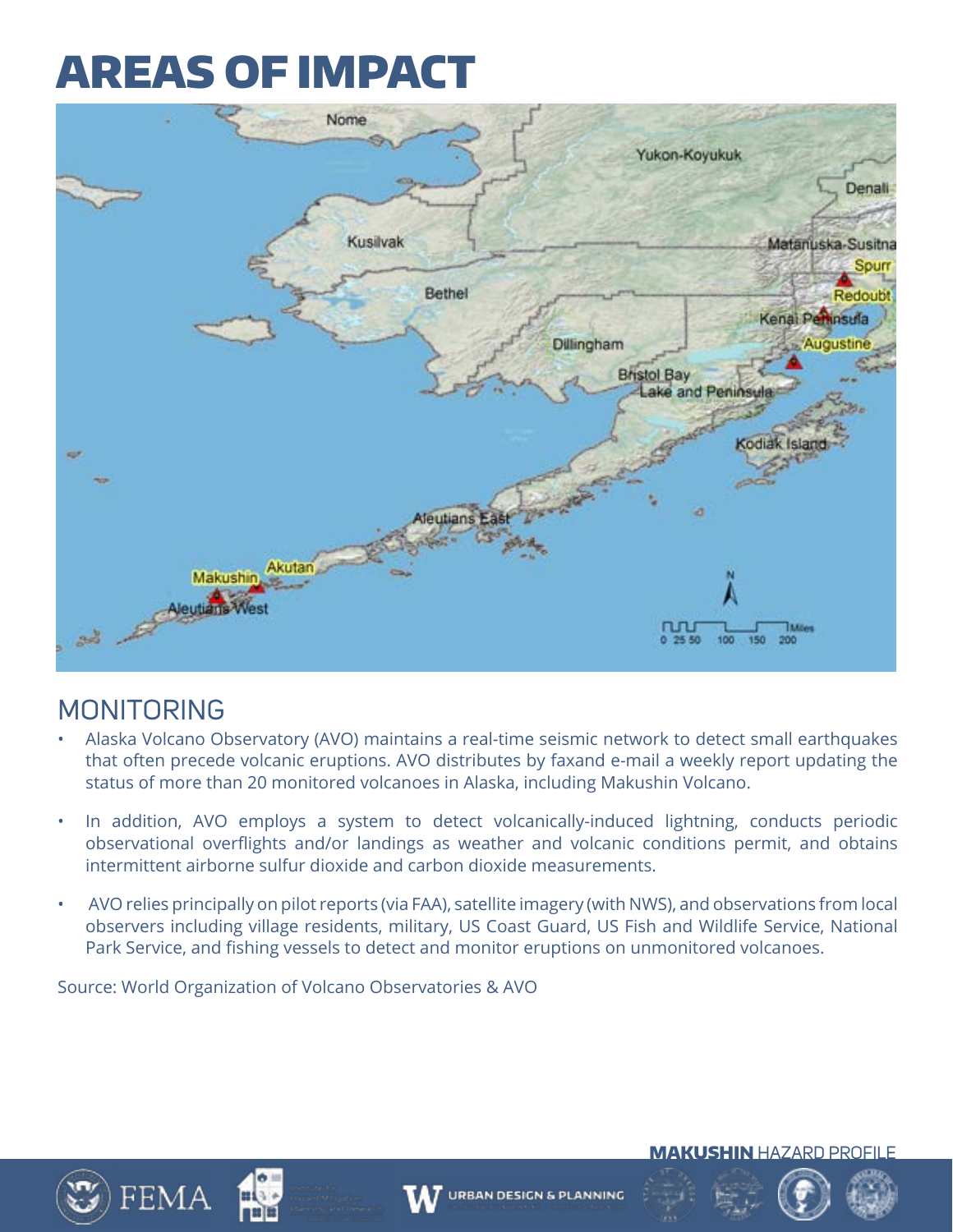# AREAS OF IMPACT

## MONITORING

- Alaska Volcano Observatory (AVO) maintains a real-time seismic network to detect small earthquakes that often precede volcanic eruptions. AVO distributes by faxand e-mail a weekly report updating the status of more than 20 monitored volcanoes in Alaska, including Makushin Volcano.
- In addition, AVO employs a system to detect volcanically-induced lightning, conducts periodic observational overflights and/or landings as weather and volcanic conditions permit, and obtains intermittent airborne sulfur dioxide and carbon dioxide measurements.
- AVO relies principally on pilot reports (via FAA), satellite imagery (with NWS), and observations from local observers including village residents, military, US Coast Guard, US Fish and Wildlife Service, National Park Service, and fishing vessels to detect and monitor eruptions on unmonitored volcanoes.

Source: World Organization of Volcano Observatories & AVO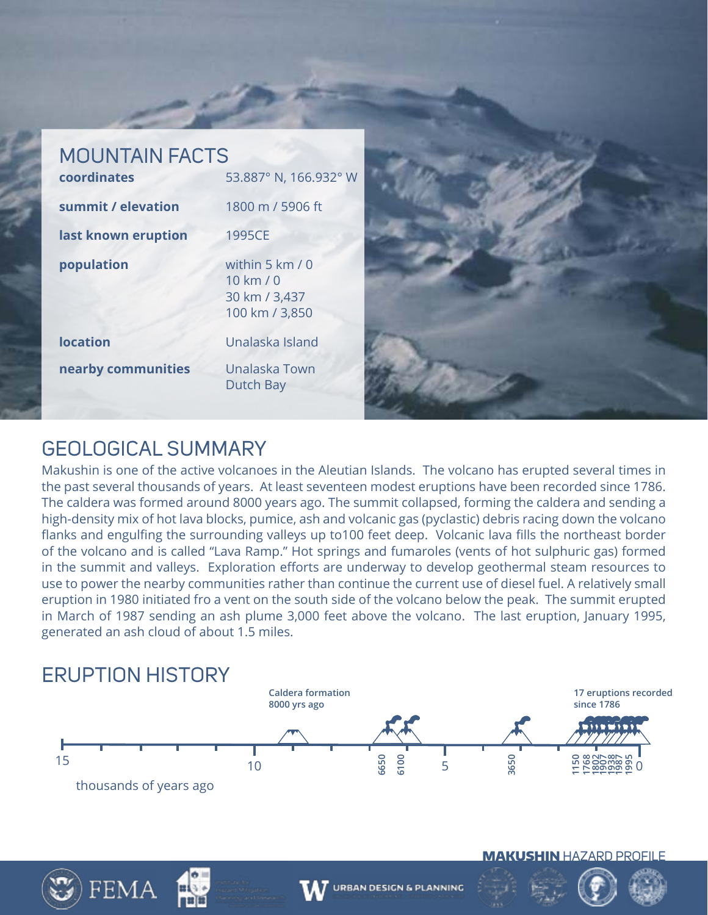## MOUNTAIN FACTS

| | |
|---|---|
| **coordinates** | 53.887° N, 166.932° W |
| **summit / elevation** | 1800 m / 5906 ft |
| **last known eruption** | 1995CE |
| **population** | within 5 km / 0<br>10 km / 0<br>30 km / 3,437<br>100 km / 3,850 |
| **location** | Unalaska Island |
| **nearby communities** | Unalaska Town<br>Dutch Bay |

## GEOLOGICAL SUMMARY

Makushin is one of the active volcanoes in the Aleutian Islands. The volcano has erupted several times in the past several thousands of years. At least seventeen modest eruptions have been recorded since 1786. The caldera was formed around 8000 years ago. The summit collapsed, forming the caldera and sending a high-density mix of hot lava blocks, pumice, ash and volcanic gas (pyclastic) debris racing down the volcano flanks and engulfing the surrounding valleys up to100 feet deep. Volcanic lava fills the northeast border of the volcano and is called "Lava Ramp." Hot springs and fumaroles (vents of hot sulphuric gas) formed in the summit and valleys. Exploration efforts are underway to develop geothermal steam resources to use to power the nearby communities rather than continue the current use of diesel fuel. A relatively small eruption in 1980 initiated fro a vent on the south side of the volcano below the peak. The summit erupted in March of 1987 sending an ash plume 3,000 feet above the volcano. The last eruption, January 1995, generated an ash cloud of about 1.5 miles.

## ERUPTION HISTORY

Caldera formation 8000 yrs ago

17 eruptions recorded since 1786

15 | 10 | 6650 | 6100 | 5 | 3650 | 1150 | 1768 | 1802 | 1907 | 1938 | 1987 | 1995 | 0

thousands of years ago

**MAKUSHIN** HAZARD PROFILE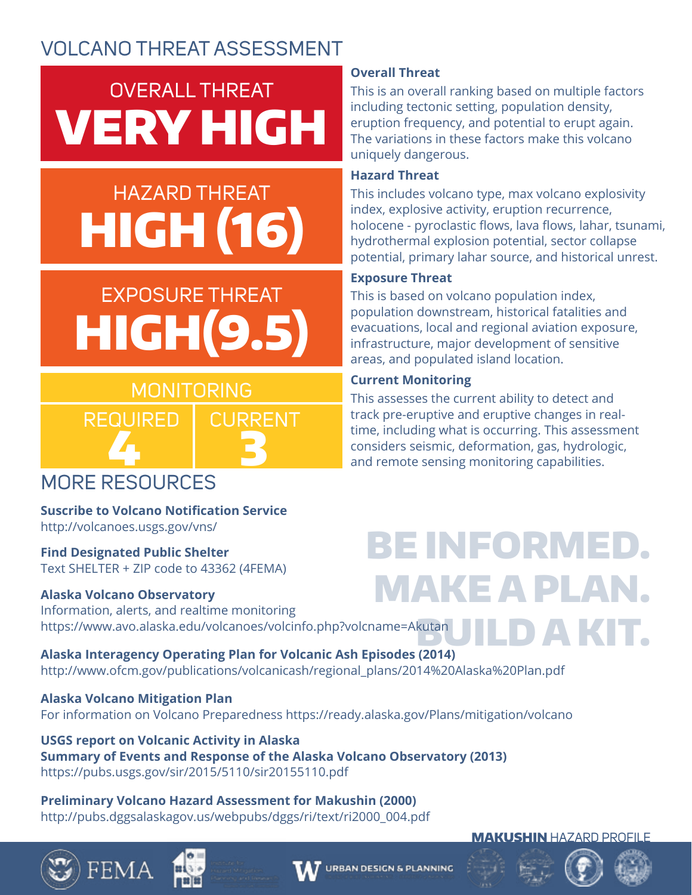# VOLCANO THREAT ASSESSMENT

OVERALL THREAT

**VERY HIGH**

HAZARD THREAT

**HIGH (16)**

EXPOSURE THREAT

**HIGH(9.5)**

MONITORING

| REQUIRED | CURRENT |
|---|---|
| **4** | **3** |

**Overall Threat**

This is an overall ranking based on multiple factors including tectonic setting, population density, eruption frequency, and potential to erupt again. The variations in these factors make this volcano uniquely dangerous.

**Hazard Threat**

This includes volcano type, max volcano explosivity index, explosive activity, eruption recurrence, holocene - pyroclastic flows, lava flows, lahar, tsunami, hydrothermal explosion potential, sector collapse potential, primary lahar source, and historical unrest.

**Exposure Threat**

This is based on volcano population index, population downstream, historical fatalities and evacuations, local and regional aviation exposure, infrastructure, major development of sensitive areas, and populated island location.

**Current Monitoring**

This assesses the current ability to detect and track pre-eruptive and eruptive changes in real-time, including what is occurring. This assessment considers seismic, deformation, gas, hydrologic, and remote sensing monitoring capabilities.

## MORE RESOURCES

**Suscribe to Volcano Notification Service**
http://volcanoes.usgs.gov/vns/

**Find Designated Public Shelter**
Text SHELTER + ZIP code to 43362 (4FEMA)

**Alaska Volcano Observatory**
Information, alerts, and realtime monitoring
https://www.avo.alaska.edu/volcanoes/volcinfo.php?volcname=Akutan

**Alaska Interagency Operating Plan for Volcanic Ash Episodes (2014)**
http://www.ofcm.gov/publications/volcanicash/regional_plans/2014%20Alaska%20Plan.pdf

**Alaska Volcano Mitigation Plan**
For information on Volcano Preparedness https://ready.alaska.gov/Plans/mitigation/volcano

**USGS report on Volcanic Activity in Alaska**
**Summary of Events and Response of the Alaska Volcano Observatory (2013)**
https://pubs.usgs.gov/sir/2015/5110/sir20155110.pdf

**Preliminary Volcano Hazard Assessment for Makushin (2000)**
http://pubs.dggsalaskagov.us/webpubs/dggs/ri/text/ri2000_004.pdf

**BE INFORMED. MAKE A PLAN. BUILD A KIT.**